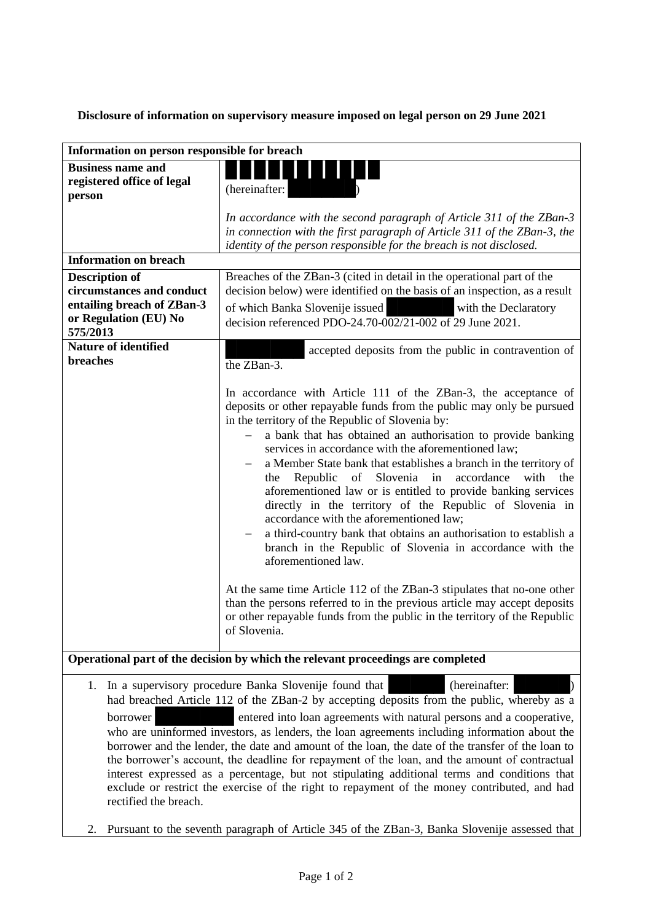**Disclosure of information on supervisory measure imposed on legal person on 29 June 2021**

| **Information on person responsible for breach** | |
|---|---|
| **Business name and registered office of legal person** | ██████████ (hereinafter: ████████) *In accordance with the second paragraph of Article 311 of the ZBan-3 in connection with the first paragraph of Article 311 of the ZBan-3, the identity of the person responsible for the breach is not disclosed.* |
| **Information on breach** | |
| **Description of circumstances and conduct entailing breach of ZBan-3 or Regulation (EU) No 575/2013** | Breaches of the ZBan-3 (cited in detail in the operational part of the decision below) were identified on the basis of an inspection, as a result of which Banka Slovenije issued ████████ with the Declaratory decision referenced PDO-24.70-002/21-002 of 29 June 2021. |
| **Nature of identified breaches** | ████████ accepted deposits from the public in contravention of the ZBan-3.<br><br>In accordance with Article 111 of the ZBan-3, the acceptance of deposits or other repayable funds from the public may only be pursued in the territory of the Republic of Slovenia by:<br>– a bank that has obtained an authorisation to provide banking services in accordance with the aforementioned law;<br>– a Member State bank that establishes a branch in the territory of the Republic of Slovenia in accordance with the aforementioned law or is entitled to provide banking services directly in the territory of the Republic of Slovenia in accordance with the aforementioned law;<br>– a third-country bank that obtains an authorisation to establish a branch in the Republic of Slovenia in accordance with the aforementioned law.<br><br>At the same time Article 112 of the ZBan-3 stipulates that no-one other than the persons referred to in the previous article may accept deposits or other repayable funds from the public in the territory of the Republic of Slovenia. |

**Operational part of the decision by which the relevant proceedings are completed**

1. In a supervisory procedure Banka Slovenije found that ███████ (hereinafter: ███████) had breached Article 112 of the ZBan-2 by accepting deposits from the public, whereby as a borrower █████████ entered into loan agreements with natural persons and a cooperative, who are uninformed investors, as lenders, the loan agreements including information about the borrower and the lender, the date and amount of the loan, the date of the transfer of the loan to the borrower's account, the deadline for repayment of the loan, and the amount of contractual interest expressed as a percentage, but not stipulating additional terms and conditions that exclude or restrict the exercise of the right to repayment of the money contributed, and had rectified the breach.

2. Pursuant to the seventh paragraph of Article 345 of the ZBan-3, Banka Slovenije assessed that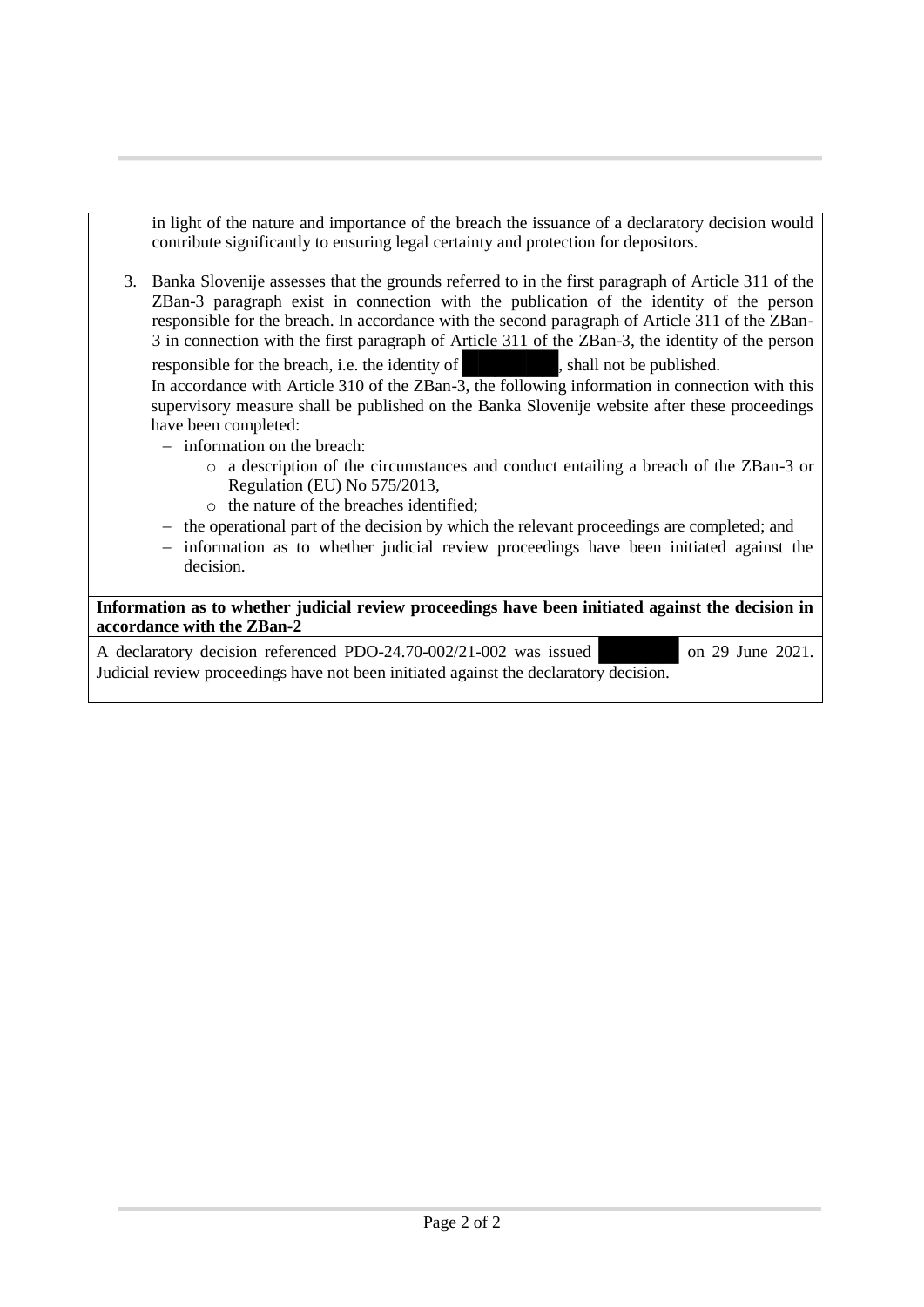in light of the nature and importance of the breach the issuance of a declaratory decision would contribute significantly to ensuring legal certainty and protection for depositors.

3. Banka Slovenije assesses that the grounds referred to in the first paragraph of Article 311 of the ZBan-3 paragraph exist in connection with the publication of the identity of the person responsible for the breach. In accordance with the second paragraph of Article 311 of the ZBan-3 in connection with the first paragraph of Article 311 of the ZBan-3, the identity of the person responsible for the breach, i.e. the identity of ██████, shall not be published.
   In accordance with Article 310 of the ZBan-3, the following information in connection with this supervisory measure shall be published on the Banka Slovenije website after these proceedings have been completed:
   - information on the breach:
     - a description of the circumstances and conduct entailing a breach of the ZBan-3 or Regulation (EU) No 575/2013,
     - the nature of the breaches identified;
   - the operational part of the decision by which the relevant proceedings are completed; and
   - information as to whether judicial review proceedings have been initiated against the decision.

**Information as to whether judicial review proceedings have been initiated against the decision in accordance with the ZBan-2**

A declaratory decision referenced PDO-24.70-002/21-002 was issued ██████ on 29 June 2021. Judicial review proceedings have not been initiated against the declaratory decision.